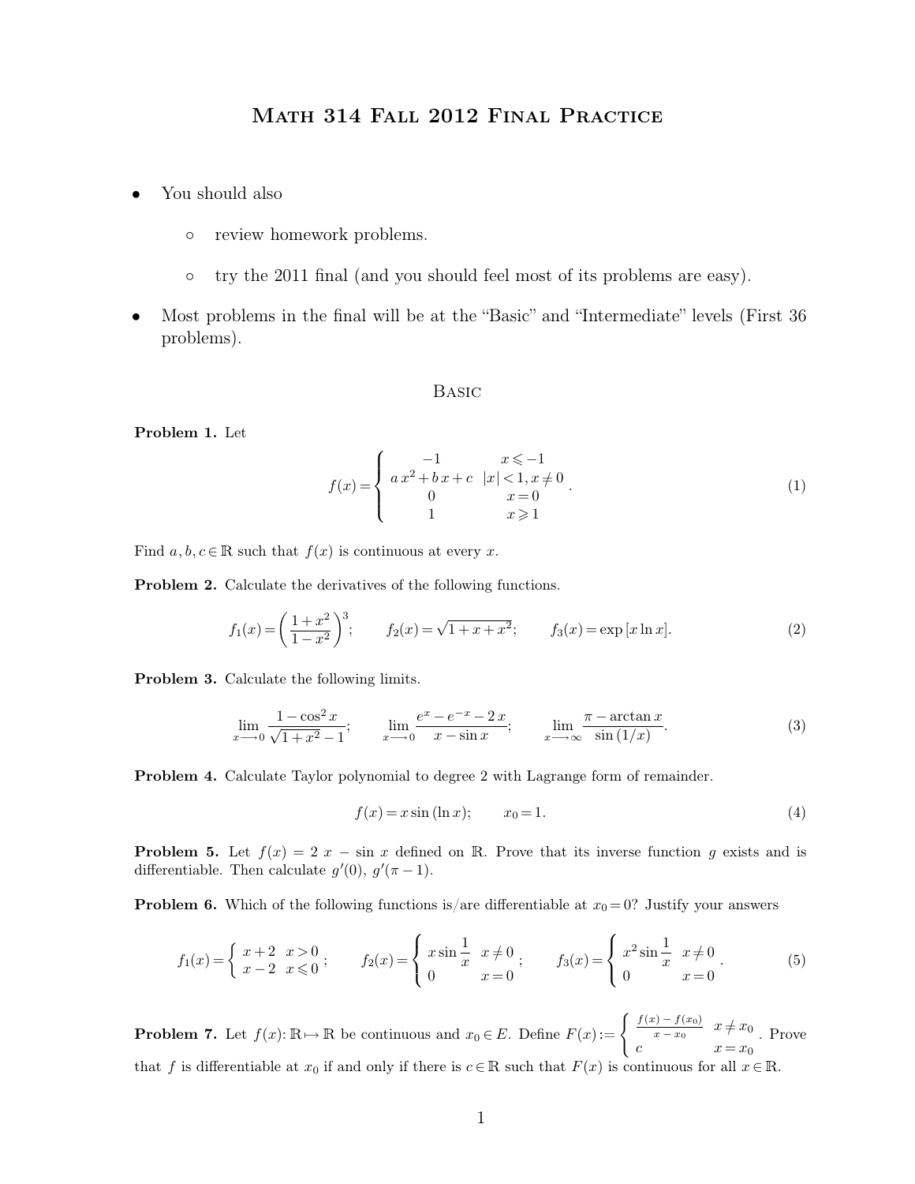# Math 314 Fall 2012 Final Practice

- You should also
  - review homework problems.
  - try the 2011 final (and you should feel most of its problems are easy).
- Most problems in the final will be at the "Basic" and "Intermediate" levels (First 36 problems).

## Basic

**Problem 1.** Let

$$f(x) = \begin{cases} -1 & x \leqslant -1 \\ a\,x^2 + b\,x + c & |x| < 1, x \neq 0 \\ 0 & x = 0 \\ 1 & x \geqslant 1 \end{cases}. \tag{1}$$

Find $a, b, c \in \mathbb{R}$ such that $f(x)$ is continuous at every $x$.

**Problem 2.** Calculate the derivatives of the following functions.

$$f_1(x) = \left(\frac{1+x^2}{1-x^2}\right)^3; \qquad f_2(x) = \sqrt{1+x+x^2}; \qquad f_3(x) = \exp\left[x \ln x\right]. \tag{2}$$

**Problem 3.** Calculate the following limits.

$$\lim_{x \longrightarrow 0} \frac{1-\cos^2 x}{\sqrt{1+x^2}-1}; \qquad \lim_{x \longrightarrow 0} \frac{e^x - e^{-x} - 2\,x}{x - \sin x}; \qquad \lim_{x \longrightarrow \infty} \frac{\pi - \arctan x}{\sin\left(1/x\right)}. \tag{3}$$

**Problem 4.** Calculate Taylor polynomial to degree 2 with Lagrange form of remainder.

$$f(x) = x \sin\left(\ln x\right); \qquad x_0 = 1. \tag{4}$$

**Problem 5.** Let $f(x) = 2\,x - \sin x$ defined on $\mathbb{R}$. Prove that its inverse function $g$ exists and is differentiable. Then calculate $g'(0)$, $g'(\pi - 1)$.

**Problem 6.** Which of the following functions is/are differentiable at $x_0 = 0$? Justify your answers

$$f_1(x) = \begin{cases} x+2 & x > 0 \\ x-2 & x \leqslant 0 \end{cases}; \qquad f_2(x) = \begin{cases} x \sin\dfrac{1}{x} & x \neq 0 \\ 0 & x = 0 \end{cases}; \qquad f_3(x) = \begin{cases} x^2 \sin\dfrac{1}{x} & x \neq 0 \\ 0 & x = 0 \end{cases}. \tag{5}$$

**Problem 7.** Let $f(x) \colon \mathbb{R} \mapsto \mathbb{R}$ be continuous and $x_0 \in E$. Define $F(x) := \begin{cases} \frac{f(x) - f(x_0)}{x - x_0} & x \neq x_0 \\ c & x = x_0 \end{cases}$. Prove that $f$ is differentiable at $x_0$ if and only if there is $c \in \mathbb{R}$ such that $F(x)$ is continuous for all $x \in \mathbb{R}$.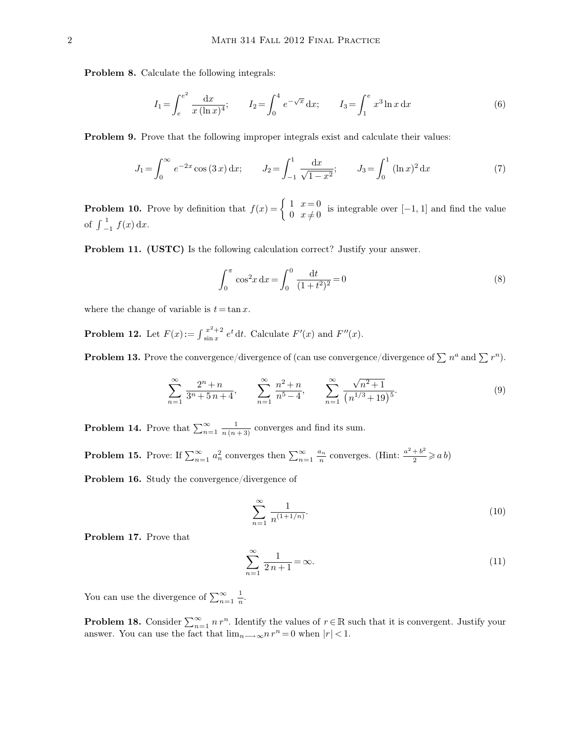**Problem 8.** Calculate the following integrals:

$$I_1 = \int_e^{e^2} \frac{\mathrm{d}x}{x\,(\ln x)^4}; \qquad I_2 = \int_0^4 e^{-\sqrt{x}}\,\mathrm{d}x; \qquad I_3 = \int_1^e x^3 \ln x\,\mathrm{d}x \tag{6}$$

**Problem 9.** Prove that the following improper integrals exist and calculate their values:

$$J_1 = \int_0^\infty e^{-2x}\cos(3\,x)\,\mathrm{d}x; \qquad J_2 = \int_{-1}^1 \frac{\mathrm{d}x}{\sqrt{1-x^2}}; \qquad J_3 = \int_0^1 (\ln x)^2\,\mathrm{d}x \tag{7}$$

**Problem 10.** Prove by definition that $f(x) = \begin{cases} 1 & x = 0 \\ 0 & x \neq 0 \end{cases}$ is integrable over $[-1, 1]$ and find the value of $\int_{-1}^1 f(x)\,\mathrm{d}x$.

**Problem 11. (USTC)** Is the following calculation correct? Justify your answer.

$$\int_0^\pi \cos^2 x\,\mathrm{d}x = \int_0^0 \frac{\mathrm{d}t}{(1+t^2)^2} = 0 \tag{8}$$

where the change of variable is $t = \tan x$.

**Problem 12.** Let $F(x) := \int_{\sin x}^{x^2+2} e^t\,\mathrm{d}t$. Calculate $F'(x)$ and $F''(x)$.

**Problem 13.** Prove the convergence/divergence of (can use convergence/divergence of $\sum n^a$ and $\sum r^n$).

$$\sum_{n=1}^\infty \frac{2^n + n}{3^n + 5\,n + 4}, \qquad \sum_{n=1}^\infty \frac{n^2 + n}{n^5 - 4}, \qquad \sum_{n=1}^\infty \frac{\sqrt{n^2+1}}{\left(n^{1/3} + 19\right)^5}. \tag{9}$$

**Problem 14.** Prove that $\sum_{n=1}^\infty \frac{1}{n\,(n+3)}$ converges and find its sum.

**Problem 15.** Prove: If $\sum_{n=1}^\infty a_n^2$ converges then $\sum_{n=1}^\infty \frac{a_n}{n}$ converges. (Hint: $\frac{a^2+b^2}{2} \geqslant a\,b$)

**Problem 16.** Study the convergence/divergence of

$$\sum_{n=1}^\infty \frac{1}{n^{(1+1/n)}}. \tag{10}$$

**Problem 17.** Prove that

$$\sum_{n=1}^\infty \frac{1}{2\,n+1} = \infty. \tag{11}$$

You can use the divergence of $\sum_{n=1}^\infty \frac{1}{n}$.

**Problem 18.** Consider $\sum_{n=1}^\infty n\,r^n$. Identify the values of $r \in \mathbb{R}$ such that it is convergent. Justify your answer. You can use the fact that $\lim_{n \longrightarrow \infty} n\,r^n = 0$ when $|r| < 1$.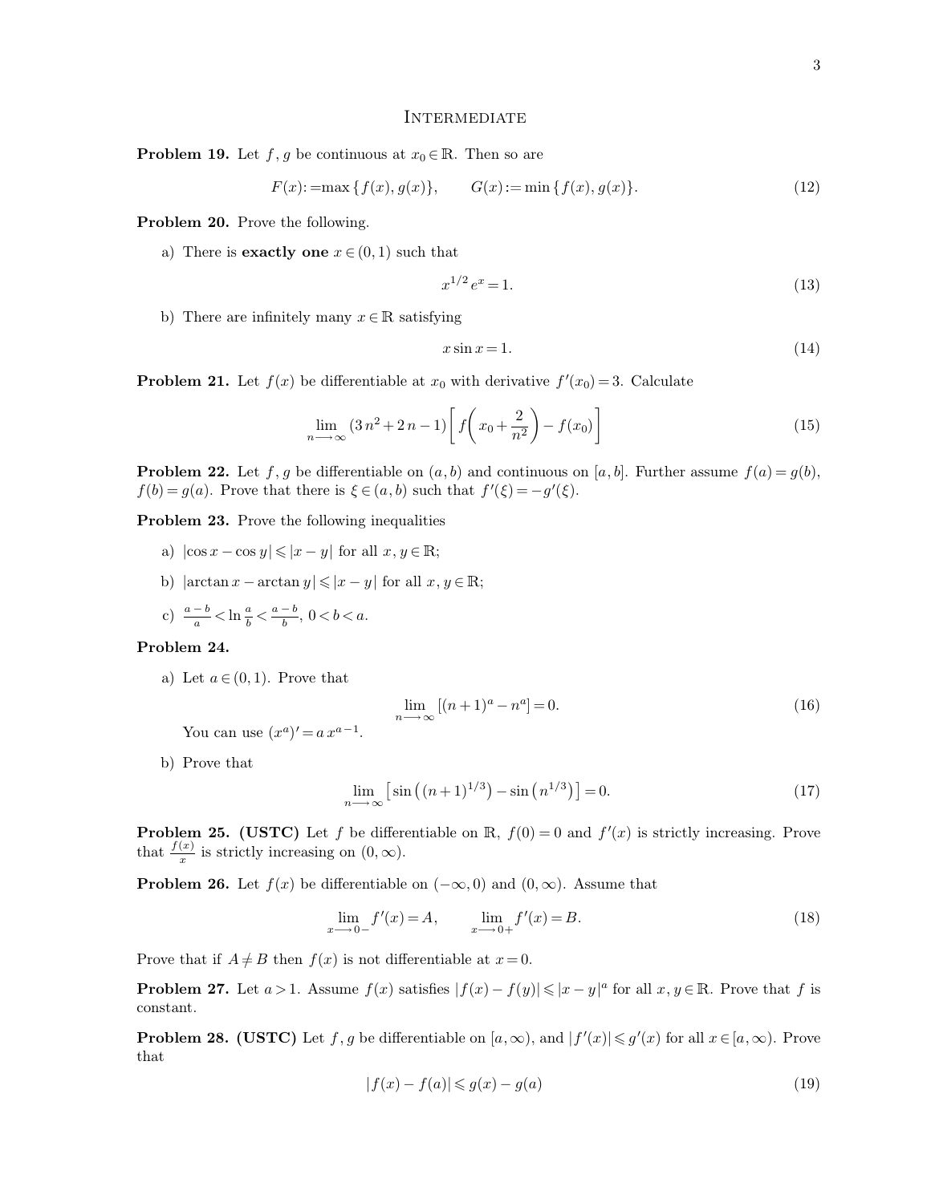# Intermediate

**Problem 19.** Let $f, g$ be continuous at $x_0 \in \mathbb{R}$. Then so are

$$F(x) := \max\{f(x), g(x)\}, \qquad G(x) := \min\{f(x), g(x)\}. \tag{12}$$

**Problem 20.** Prove the following.

a) There is **exactly one** $x \in (0,1)$ such that

$$x^{1/2} e^x = 1. \tag{13}$$

b) There are infinitely many $x \in \mathbb{R}$ satisfying

$$x \sin x = 1. \tag{14}$$

**Problem 21.** Let $f(x)$ be differentiable at $x_0$ with derivative $f'(x_0) = 3$. Calculate

$$\lim_{n \longrightarrow \infty} (3n^2 + 2n - 1)\left[ f\left( x_0 + \frac{2}{n^2} \right) - f(x_0) \right] \tag{15}$$

**Problem 22.** Let $f, g$ be differentiable on $(a,b)$ and continuous on $[a,b]$. Further assume $f(a) = g(b)$, $f(b) = g(a)$. Prove that there is $\xi \in (a,b)$ such that $f'(\xi) = -g'(\xi)$.

**Problem 23.** Prove the following inequalities

a) $|\cos x - \cos y| \leqslant |x - y|$ for all $x, y \in \mathbb{R}$;

b) $|\arctan x - \arctan y| \leqslant |x - y|$ for all $x, y \in \mathbb{R}$;

c) $\frac{a-b}{a} < \ln \frac{a}{b} < \frac{a-b}{b}$, $0 < b < a$.

**Problem 24.**

a) Let $a \in (0,1)$. Prove that

$$\lim_{n \longrightarrow \infty} [(n+1)^a - n^a] = 0. \tag{16}$$

You can use $(x^a)' = a\, x^{a-1}$.

b) Prove that

$$\lim_{n \longrightarrow \infty} \left[ \sin\left( (n+1)^{1/3} \right) - \sin\left( n^{1/3} \right) \right] = 0. \tag{17}$$

**Problem 25. (USTC)** Let $f$ be differentiable on $\mathbb{R}$, $f(0) = 0$ and $f'(x)$ is strictly increasing. Prove that $\frac{f(x)}{x}$ is strictly increasing on $(0, \infty)$.

**Problem 26.** Let $f(x)$ be differentiable on $(-\infty, 0)$ and $(0, \infty)$. Assume that

$$\lim_{x \longrightarrow 0-} f'(x) = A, \qquad \lim_{x \longrightarrow 0+} f'(x) = B. \tag{18}$$

Prove that if $A \neq B$ then $f(x)$ is not differentiable at $x = 0$.

**Problem 27.** Let $a > 1$. Assume $f(x)$ satisfies $|f(x) - f(y)| \leqslant |x - y|^a$ for all $x, y \in \mathbb{R}$. Prove that $f$ is constant.

**Problem 28. (USTC)** Let $f, g$ be differentiable on $[a, \infty)$, and $|f'(x)| \leqslant g'(x)$ for all $x \in [a, \infty)$. Prove that

$$|f(x) - f(a)| \leqslant g(x) - g(a) \tag{19}$$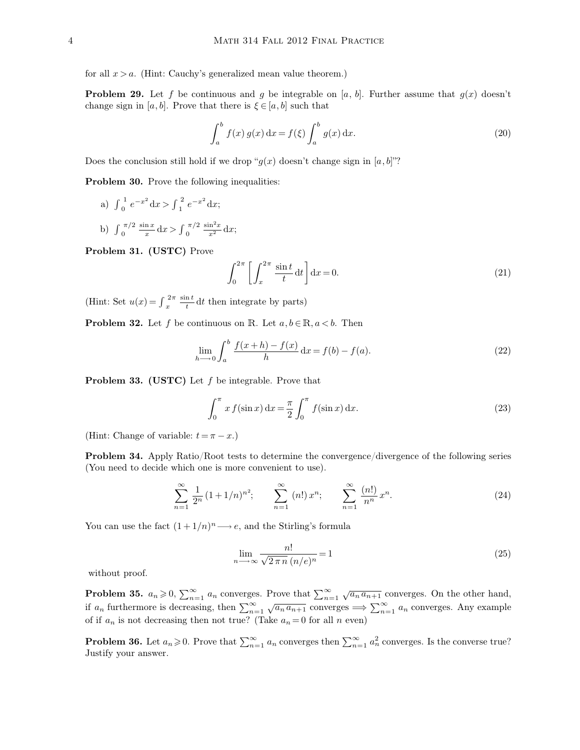for all $x > a$. (Hint: Cauchy's generalized mean value theorem.)

**Problem 29.** Let $f$ be continuous and $g$ be integrable on $[a, b]$. Further assume that $g(x)$ doesn't change sign in $[a, b]$. Prove that there is $\xi \in [a, b]$ such that

$$\int_a^b f(x)\, g(x)\, \mathrm{d}x = f(\xi) \int_a^b g(x)\, \mathrm{d}x. \tag{20}$$

Does the conclusion still hold if we drop "$g(x)$ doesn't change sign in $[a, b]$"?

**Problem 30.** Prove the following inequalities:

a) $\int_0^1 e^{-x^2}\, \mathrm{d}x > \int_1^2 e^{-x^2}\, \mathrm{d}x$;

b) $\int_0^{\pi/2} \frac{\sin x}{x}\, \mathrm{d}x > \int_0^{\pi/2} \frac{\sin^2 x}{x^2}\, \mathrm{d}x$;

**Problem 31. (USTC)** Prove

$$\int_0^{2\pi} \left[ \int_x^{2\pi} \frac{\sin t}{t}\, \mathrm{d}t \right] \mathrm{d}x = 0. \tag{21}$$

(Hint: Set $u(x) = \int_x^{2\pi} \frac{\sin t}{t}\, \mathrm{d}t$ then integrate by parts)

**Problem 32.** Let $f$ be continuous on $\mathbb{R}$. Let $a, b \in \mathbb{R}, a < b$. Then

$$\lim_{h \longrightarrow 0} \int_a^b \frac{f(x+h) - f(x)}{h}\, \mathrm{d}x = f(b) - f(a). \tag{22}$$

**Problem 33. (USTC)** Let $f$ be integrable. Prove that

$$\int_0^{\pi} x\, f(\sin x)\, \mathrm{d}x = \frac{\pi}{2} \int_0^{\pi} f(\sin x)\, \mathrm{d}x. \tag{23}$$

(Hint: Change of variable: $t = \pi - x$.)

**Problem 34.** Apply Ratio/Root tests to determine the convergence/divergence of the following series (You need to decide which one is more convenient to use).

$$\sum_{n=1}^{\infty} \frac{1}{2^n} (1 + 1/n)^{n^2}; \qquad \sum_{n=1}^{\infty} (n!)\, x^n; \qquad \sum_{n=1}^{\infty} \frac{(n!)}{n^n}\, x^n. \tag{24}$$

You can use the fact $(1 + 1/n)^n \longrightarrow e$, and the Stirling's formula

$$\lim_{n \longrightarrow \infty} \frac{n!}{\sqrt{2\, \pi\, n}\, (n/e)^n} = 1 \tag{25}$$

without proof.

**Problem 35.** $a_n \geqslant 0$, $\sum_{n=1}^{\infty} a_n$ converges. Prove that $\sum_{n=1}^{\infty} \sqrt{a_n\, a_{n+1}}$ converges. On the other hand, if $a_n$ furthermore is decreasing, then $\sum_{n=1}^{\infty} \sqrt{a_n\, a_{n+1}}$ converges $\Longrightarrow \sum_{n=1}^{\infty} a_n$ converges. Any example of if $a_n$ is not decreasing then not true? (Take $a_n = 0$ for all $n$ even)

**Problem 36.** Let $a_n \geqslant 0$. Prove that $\sum_{n=1}^{\infty} a_n$ converges then $\sum_{n=1}^{\infty} a_n^2$ converges. Is the converse true? Justify your answer.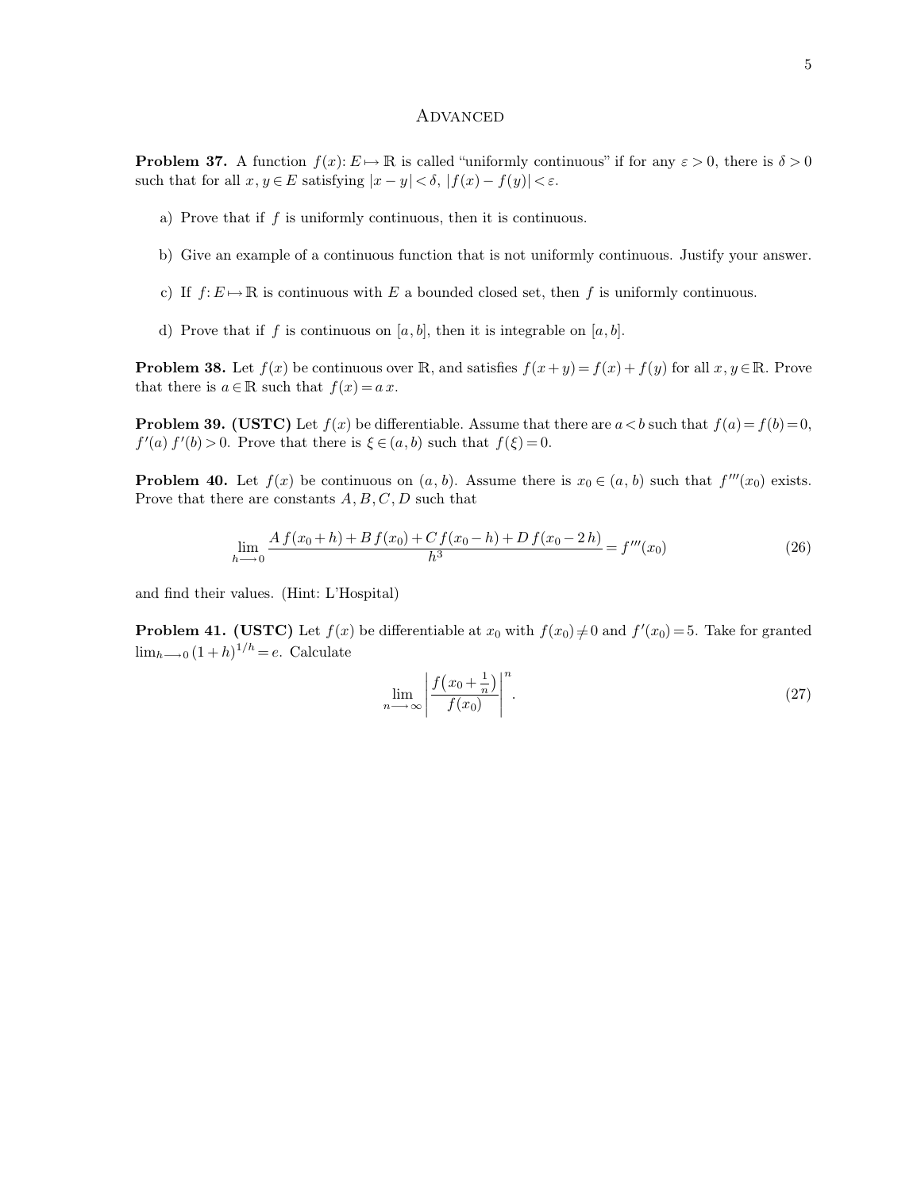## Advanced

**Problem 37.** A function $f(x)\colon E\mapsto\mathbb{R}$ is called "uniformly continuous" if for any $\varepsilon>0$, there is $\delta>0$ such that for all $x,y\in E$ satisfying $|x-y|<\delta$, $|f(x)-f(y)|<\varepsilon$.

a) Prove that if $f$ is uniformly continuous, then it is continuous.

b) Give an example of a continuous function that is not uniformly continuous. Justify your answer.

c) If $f\colon E\mapsto\mathbb{R}$ is continuous with $E$ a bounded closed set, then $f$ is uniformly continuous.

d) Prove that if $f$ is continuous on $[a,b]$, then it is integrable on $[a,b]$.

**Problem 38.** Let $f(x)$ be continuous over $\mathbb{R}$, and satisfies $f(x+y)=f(x)+f(y)$ for all $x,y\in\mathbb{R}$. Prove that there is $a\in\mathbb{R}$ such that $f(x)=a\,x$.

**Problem 39. (USTC)** Let $f(x)$ be differentiable. Assume that there are $a<b$ such that $f(a)=f(b)=0$, $f'(a)\,f'(b)>0$. Prove that there is $\xi\in(a,b)$ such that $f(\xi)=0$.

**Problem 40.** Let $f(x)$ be continuous on $(a,b)$. Assume there is $x_0\in(a,b)$ such that $f'''(x_0)$ exists. Prove that there are constants $A,B,C,D$ such that

$$\lim_{h\longrightarrow 0}\frac{A\,f(x_0+h)+B\,f(x_0)+C\,f(x_0-h)+D\,f(x_0-2\,h)}{h^3}=f'''(x_0)\tag{26}$$

and find their values. (Hint: L'Hospital)

**Problem 41. (USTC)** Let $f(x)$ be differentiable at $x_0$ with $f(x_0)\neq 0$ and $f'(x_0)=5$. Take for granted $\lim_{h\longrightarrow 0}(1+h)^{1/h}=e$. Calculate

$$\lim_{n\longrightarrow\infty}\left|\frac{f\left(x_0+\frac{1}{n}\right)}{f(x_0)}\right|^n.\tag{27}$$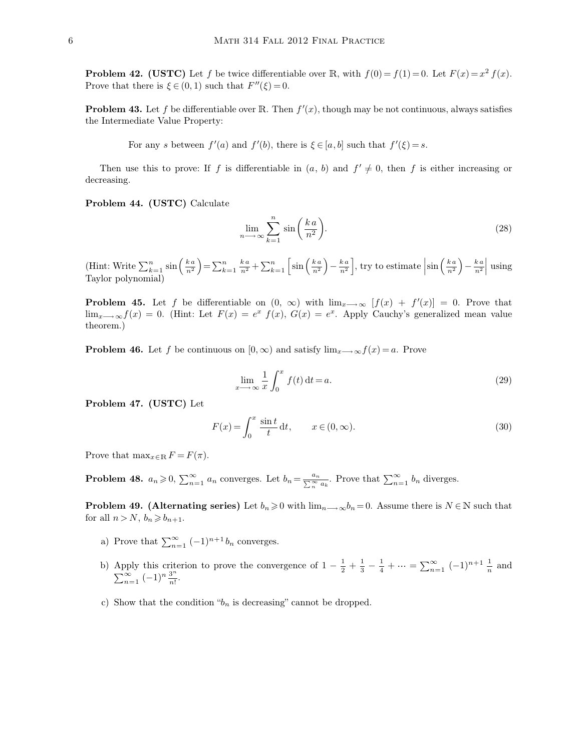**Problem 42. (USTC)** Let $f$ be twice differentiable over $\mathbb{R}$, with $f(0) = f(1) = 0$. Let $F(x) = x^2 f(x)$. Prove that there is $\xi \in (0, 1)$ such that $F''(\xi) = 0$.

**Problem 43.** Let $f$ be differentiable over $\mathbb{R}$. Then $f'(x)$, though may be not continuous, always satisfies the Intermediate Value Property:

> For any $s$ between $f'(a)$ and $f'(b)$, there is $\xi \in [a, b]$ such that $f'(\xi) = s$.

Then use this to prove: If $f$ is differentiable in $(a, b)$ and $f' \neq 0$, then $f$ is either increasing or decreasing.

**Problem 44. (USTC)** Calculate

$$\lim_{n \longrightarrow \infty} \sum_{k=1}^{n} \sin\left(\frac{k\,a}{n^2}\right). \tag{28}$$

(Hint: Write $\sum_{k=1}^{n} \sin\left(\frac{k\,a}{n^2}\right) = \sum_{k=1}^{n} \frac{k\,a}{n^2} + \sum_{k=1}^{n} \left[\sin\left(\frac{k\,a}{n^2}\right) - \frac{k\,a}{n^2}\right]$, try to estimate $\left|\sin\left(\frac{k\,a}{n^2}\right) - \frac{k\,a}{n^2}\right|$ using Taylor polynomial)

**Problem 45.** Let $f$ be differentiable on $(0, \infty)$ with $\lim_{x \longrightarrow \infty} [f(x) + f'(x)] = 0$. Prove that $\lim_{x \longrightarrow \infty} f(x) = 0$. (Hint: Let $F(x) = e^x f(x)$, $G(x) = e^x$. Apply Cauchy's generalized mean value theorem.)

**Problem 46.** Let $f$ be continuous on $[0, \infty)$ and satisfy $\lim_{x \longrightarrow \infty} f(x) = a$. Prove

$$\lim_{x \longrightarrow \infty} \frac{1}{x} \int_0^x f(t)\,\mathrm{d}t = a. \tag{29}$$

**Problem 47. (USTC)** Let

$$F(x) = \int_0^x \frac{\sin t}{t}\,\mathrm{d}t, \qquad x \in (0, \infty). \tag{30}$$

Prove that $\max_{x \in \mathbb{R}} F = F(\pi)$.

**Problem 48.** $a_n \geqslant 0$, $\sum_{n=1}^{\infty} a_n$ converges. Let $b_n = \frac{a_n}{\sum_n^{\infty} a_k}$. Prove that $\sum_{n=1}^{\infty} b_n$ diverges.

**Problem 49. (Alternating series)** Let $b_n \geqslant 0$ with $\lim_{n \longrightarrow \infty} b_n = 0$. Assume there is $N \in \mathbb{N}$ such that for all $n > N$, $b_n \geqslant b_{n+1}$.

a) Prove that $\sum_{n=1}^{\infty} (-1)^{n+1} b_n$ converges.

b) Apply this criterion to prove the convergence of $1 - \frac{1}{2} + \frac{1}{3} - \frac{1}{4} + \cdots = \sum_{n=1}^{\infty} (-1)^{n+1} \frac{1}{n}$ and $\sum_{n=1}^{\infty} (-1)^n \frac{3^n}{n!}$.

c) Show that the condition "$b_n$ is decreasing" cannot be dropped.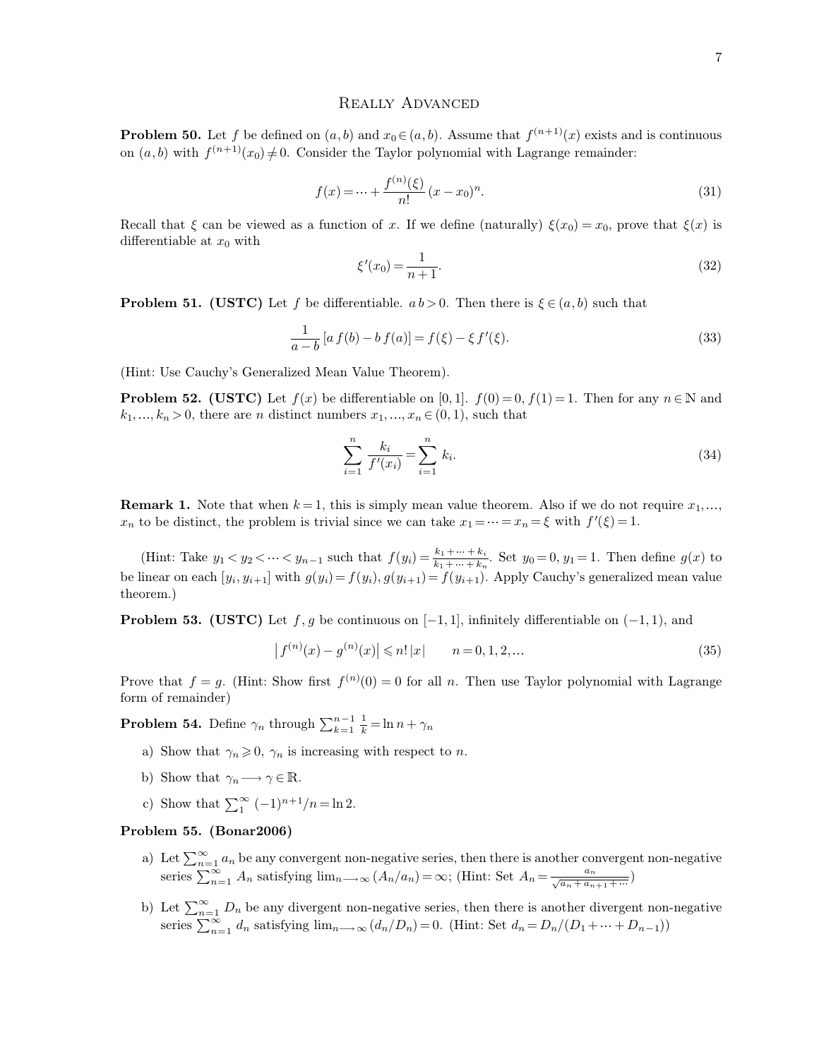## Really Advanced

**Problem 50.** Let $f$ be defined on $(a,b)$ and $x_0 \in (a,b)$. Assume that $f^{(n+1)}(x)$ exists and is continuous on $(a,b)$ with $f^{(n+1)}(x_0) \neq 0$. Consider the Taylor polynomial with Lagrange remainder:

$$f(x) = \cdots + \frac{f^{(n)}(\xi)}{n!}(x - x_0)^n. \tag{31}$$

Recall that $\xi$ can be viewed as a function of $x$. If we define (naturally) $\xi(x_0) = x_0$, prove that $\xi(x)$ is differentiable at $x_0$ with

$$\xi'(x_0) = \frac{1}{n+1}. \tag{32}$$

**Problem 51. (USTC)** Let $f$ be differentiable. $a\,b > 0$. Then there is $\xi \in (a,b)$ such that

$$\frac{1}{a-b}\left[a\,f(b) - b\,f(a)\right] = f(\xi) - \xi\,f'(\xi). \tag{33}$$

(Hint: Use Cauchy's Generalized Mean Value Theorem).

**Problem 52. (USTC)** Let $f(x)$ be differentiable on $[0,1]$. $f(0) = 0$, $f(1) = 1$. Then for any $n \in \mathbb{N}$ and $k_1, \ldots, k_n > 0$, there are $n$ distinct numbers $x_1, \ldots, x_n \in (0,1)$, such that

$$\sum_{i=1}^{n} \frac{k_i}{f'(x_i)} = \sum_{i=1}^{n} k_i. \tag{34}$$

**Remark 1.** Note that when $k = 1$, this is simply mean value theorem. Also if we do not require $x_1, \ldots,$ $x_n$ to be distinct, the problem is trivial since we can take $x_1 = \cdots = x_n = \xi$ with $f'(\xi) = 1$.

(Hint: Take $y_1 < y_2 < \cdots < y_{n-1}$ such that $f(y_i) = \frac{k_1 + \cdots + k_i}{k_1 + \cdots + k_n}$. Set $y_0 = 0$, $y_1 = 1$. Then define $g(x)$ to be linear on each $[y_i, y_{i+1}]$ with $g(y_i) = f(y_i)$, $g(y_{i+1}) = f(y_{i+1})$. Apply Cauchy's generalized mean value theorem.)

**Problem 53. (USTC)** Let $f, g$ be continuous on $[-1,1]$, infinitely differentiable on $(-1,1)$, and

$$\left|f^{(n)}(x) - g^{(n)}(x)\right| \leqslant n!\,|x| \qquad n = 0, 1, 2, \ldots \tag{35}$$

Prove that $f = g$. (Hint: Show first $f^{(n)}(0) = 0$ for all $n$. Then use Taylor polynomial with Lagrange form of remainder)

**Problem 54.** Define $\gamma_n$ through $\sum_{k=1}^{n-1} \frac{1}{k} = \ln n + \gamma_n$

a) Show that $\gamma_n \geqslant 0$, $\gamma_n$ is increasing with respect to $n$.

b) Show that $\gamma_n \longrightarrow \gamma \in \mathbb{R}$.

c) Show that $\sum_1^\infty (-1)^{n+1}/n = \ln 2$.

**Problem 55. (Bonar2006)**

a) Let $\sum_{n=1}^\infty a_n$ be any convergent non-negative series, then there is another convergent non-negative series $\sum_{n=1}^\infty A_n$ satisfying $\lim_{n\longrightarrow\infty}(A_n/a_n) = \infty$; (Hint: Set $A_n = \frac{a_n}{\sqrt{a_n + a_{n+1} + \cdots}}$)

b) Let $\sum_{n=1}^\infty D_n$ be any divergent non-negative series, then there is another divergent non-negative series $\sum_{n=1}^\infty d_n$ satisfying $\lim_{n\longrightarrow\infty}(d_n/D_n) = 0$. (Hint: Set $d_n = D_n/(D_1 + \cdots + D_{n-1})$)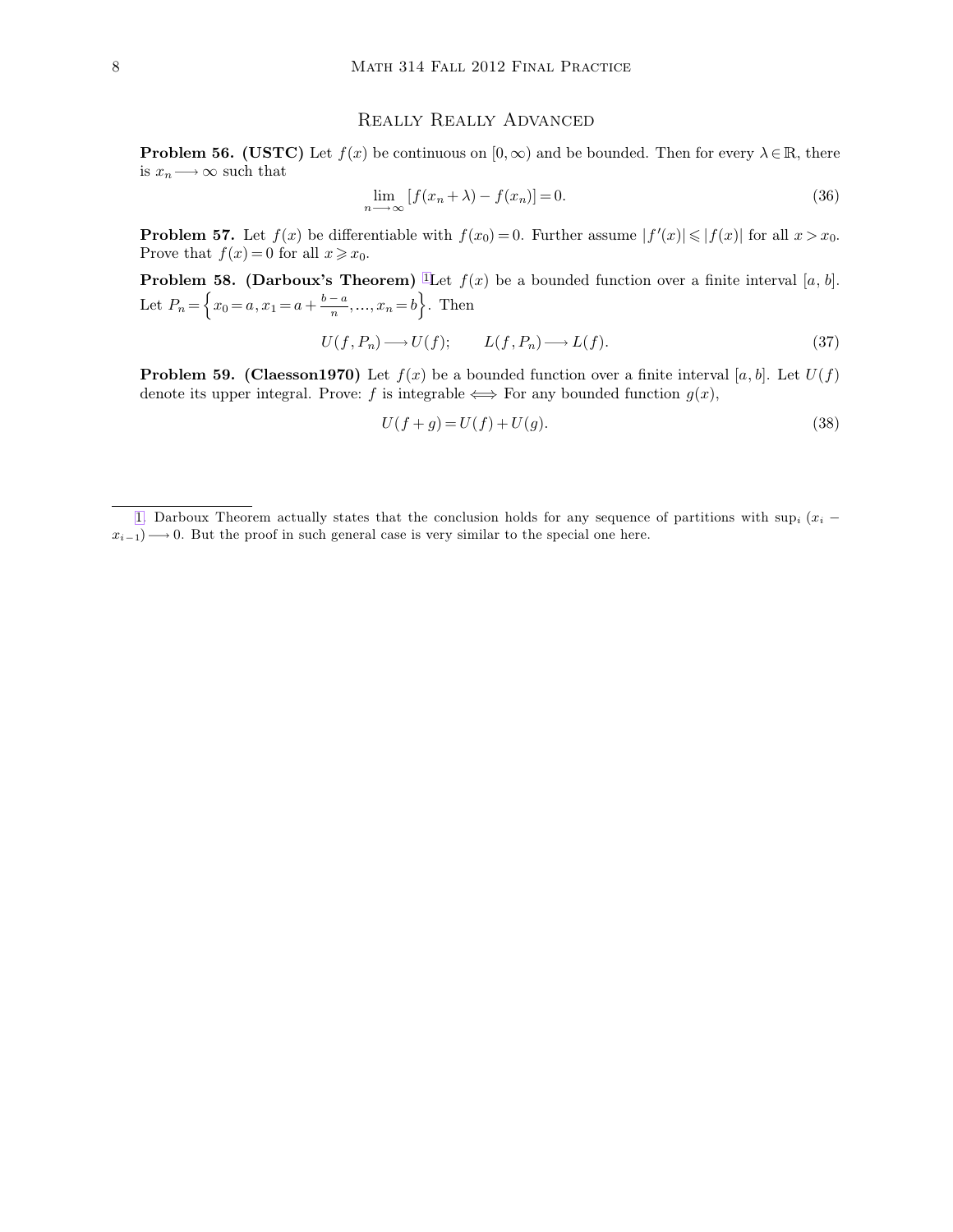## Really Really Advanced

**Problem 56. (USTC)** Let $f(x)$ be continuous on $[0, \infty)$ and be bounded. Then for every $\lambda \in \mathbb{R}$, there is $x_n \longrightarrow \infty$ such that

$$\lim_{n \longrightarrow \infty} [f(x_n + \lambda) - f(x_n)] = 0. \tag{36}$$

**Problem 57.** Let $f(x)$ be differentiable with $f(x_0) = 0$. Further assume $|f'(x)| \leqslant |f(x)|$ for all $x > x_0$. Prove that $f(x) = 0$ for all $x \geqslant x_0$.

**Problem 58. (Darboux's Theorem)** [1] Let $f(x)$ be a bounded function over a finite interval $[a, b]$. Let $P_n = \left\{ x_0 = a, x_1 = a + \frac{b-a}{n}, \ldots, x_n = b \right\}$. Then

$$U(f, P_n) \longrightarrow U(f); \qquad L(f, P_n) \longrightarrow L(f). \tag{37}$$

**Problem 59. (Claesson1970)** Let $f(x)$ be a bounded function over a finite interval $[a, b]$. Let $U(f)$ denote its upper integral. Prove: $f$ is integrable $\Longleftrightarrow$ For any bounded function $g(x)$,

$$U(f + g) = U(f) + U(g). \tag{38}$$

---

[1]. Darboux Theorem actually states that the conclusion holds for any sequence of partitions with $\sup_i (x_i - x_{i-1}) \longrightarrow 0$. But the proof in such general case is very similar to the special one here.